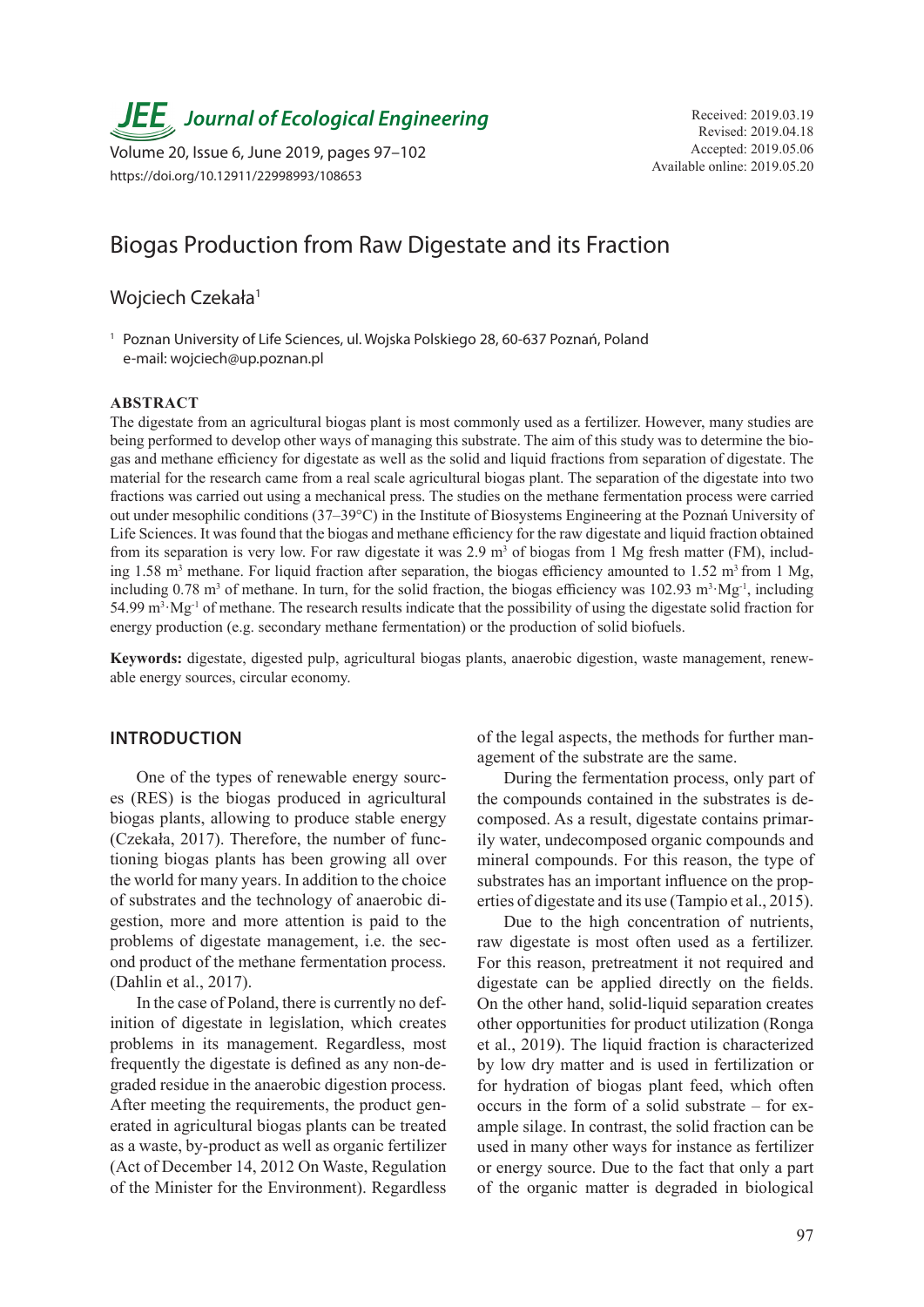# Biogas Production from Raw Digestate and its Fraction

Wojciech Czekała[1]

[1] Poznan University of Life Sciences, ul. Wojska Polskiego 28, 60-637 Poznań, Poland
e-mail: wojciech@up.poznan.pl

Received: 2019.03.19
Revised: 2019.04.18
Accepted: 2019.05.06
Available online: 2019.05.20

https://doi.org/10.12911/22998993/108653

## ABSTRACT

The digestate from an agricultural biogas plant is most commonly used as a fertilizer. However, many studies are being performed to develop other ways of managing this substrate. The aim of this study was to determine the biogas and methane efficiency for digestate as well as the solid and liquid fractions from separation of digestate. The material for the research came from a real scale agricultural biogas plant. The separation of the digestate into two fractions was carried out using a mechanical press. The studies on the methane fermentation process were carried out under mesophilic conditions (37–39°C) in the Institute of Biosystems Engineering at the Poznań University of Life Sciences. It was found that the biogas and methane efficiency for the raw digestate and liquid fraction obtained from its separation is very low. For raw digestate it was 2.9 $m^3$ of biogas from 1 Mg fresh matter (FM), including 1.58 $m^3$ methane. For liquid fraction after separation, the biogas efficiency amounted to 1.52 $m^3$ from 1 Mg, including 0.78 $m^3$ of methane. In turn, for the solid fraction, the biogas efficiency was 102.93 $m^3 \cdot Mg^{-1}$, including 54.99 $m^3 \cdot Mg^{-1}$ of methane. The research results indicate that the possibility of using the digestate solid fraction for energy production (e.g. secondary methane fermentation) or the production of solid biofuels.

**Keywords:** digestate, digested pulp, agricultural biogas plants, anaerobic digestion, waste management, renewable energy sources, circular economy.

## INTRODUCTION

One of the types of renewable energy sources (RES) is the biogas produced in agricultural biogas plants, allowing to produce stable energy (Czekała, 2017). Therefore, the number of functioning biogas plants has been growing all over the world for many years. In addition to the choice of substrates and the technology of anaerobic digestion, more and more attention is paid to the problems of digestate management, i.e. the second product of the methane fermentation process. (Dahlin et al., 2017).

In the case of Poland, there is currently no definition of digestate in legislation, which creates problems in its management. Regardless, most frequently the digestate is defined as any non-degraded residue in the anaerobic digestion process. After meeting the requirements, the product generated in agricultural biogas plants can be treated as a waste, by-product as well as organic fertilizer (Act of December 14, 2012 On Waste, Regulation of the Minister for the Environment). Regardless of the legal aspects, the methods for further management of the substrate are the same.

During the fermentation process, only part of the compounds contained in the substrates is decomposed. As a result, digestate contains primarily water, undecomposed organic compounds and mineral compounds. For this reason, the type of substrates has an important influence on the properties of digestate and its use (Tampio et al., 2015).

Due to the high concentration of nutrients, raw digestate is most often used as a fertilizer. For this reason, pretreatment it not required and digestate can be applied directly on the fields. On the other hand, solid-liquid separation creates other opportunities for product utilization (Ronga et al., 2019). The liquid fraction is characterized by low dry matter and is used in fertilization or for hydration of biogas plant feed, which often occurs in the form of a solid substrate – for example silage. In contrast, the solid fraction can be used in many other ways for instance as fertilizer or energy source. Due to the fact that only a part of the organic matter is degraded in biological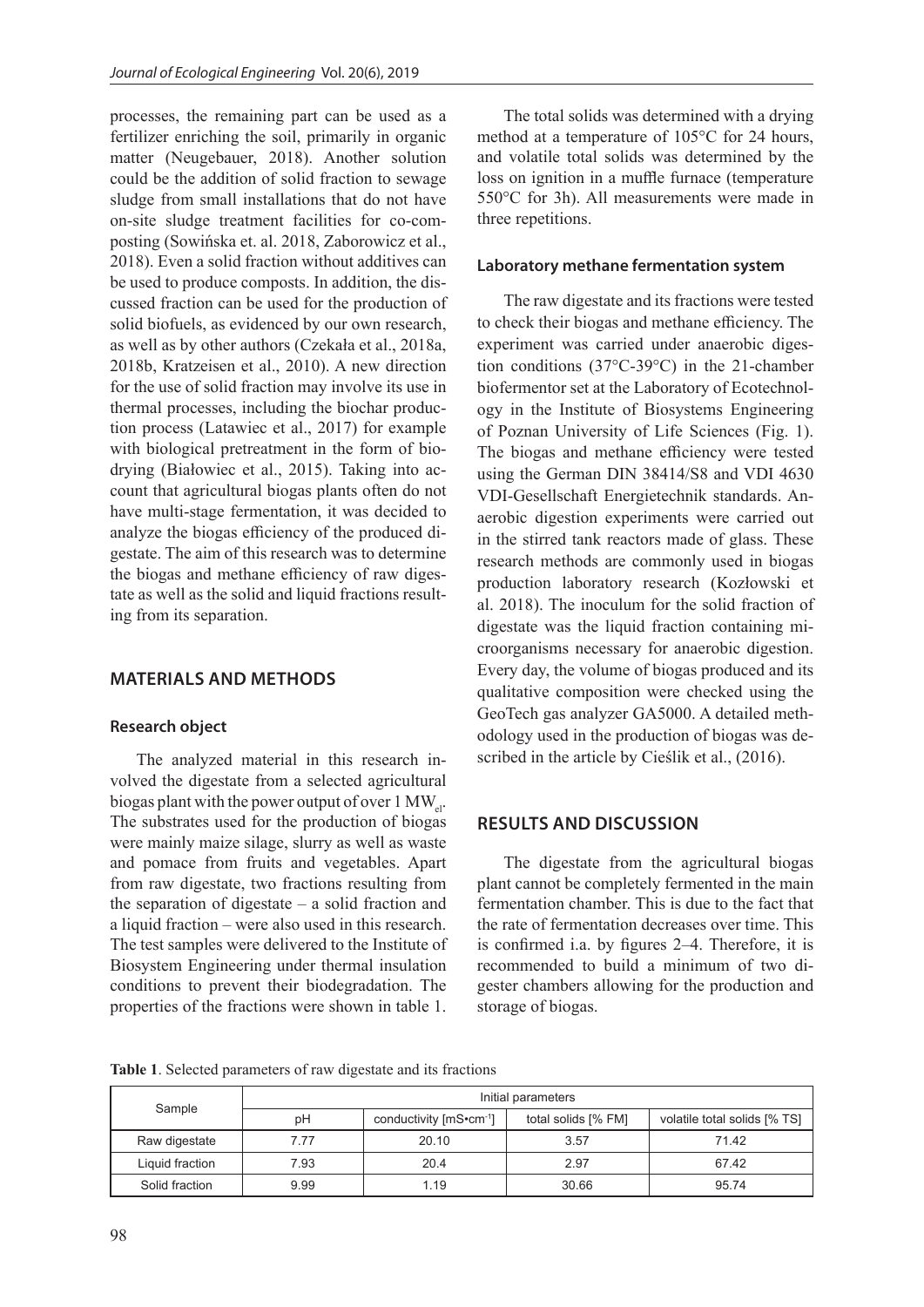processes, the remaining part can be used as a fertilizer enriching the soil, primarily in organic matter (Neugebauer, 2018). Another solution could be the addition of solid fraction to sewage sludge from small installations that do not have on-site sludge treatment facilities for co-composting (Sowińska et. al. 2018, Zaborowicz et al., 2018). Even a solid fraction without additives can be used to produce composts. In addition, the discussed fraction can be used for the production of solid biofuels, as evidenced by our own research, as well as by other authors (Czekała et al., 2018a, 2018b, Kratzeisen et al., 2010). A new direction for the use of solid fraction may involve its use in thermal processes, including the biochar production process (Latawiec et al., 2017) for example with biological pretreatment in the form of biodrying (Białowiec et al., 2015). Taking into account that agricultural biogas plants often do not have multi-stage fermentation, it was decided to analyze the biogas efficiency of the produced digestate. The aim of this research was to determine the biogas and methane efficiency of raw digestate as well as the solid and liquid fractions resulting from its separation.

## MATERIALS AND METHODS

### Research object

The analyzed material in this research involved the digestate from a selected agricultural biogas plant with the power output of over 1 $MW_{el}$. The substrates used for the production of biogas were mainly maize silage, slurry as well as waste and pomace from fruits and vegetables. Apart from raw digestate, two fractions resulting from the separation of digestate – a solid fraction and a liquid fraction – were also used in this research. The test samples were delivered to the Institute of Biosystem Engineering under thermal insulation conditions to prevent their biodegradation. The properties of the fractions were shown in table 1.

The total solids was determined with a drying method at a temperature of 105°C for 24 hours, and volatile total solids was determined by the loss on ignition in a muffle furnace (temperature 550°C for 3h). All measurements were made in three repetitions.

### Laboratory methane fermentation system

The raw digestate and its fractions were tested to check their biogas and methane efficiency. The experiment was carried under anaerobic digestion conditions (37°C-39°C) in the 21-chamber biofermentor set at the Laboratory of Ecotechnology in the Institute of Biosystems Engineering of Poznan University of Life Sciences (Fig. 1). The biogas and methane efficiency were tested using the German DIN 38414/S8 and VDI 4630 VDI-Gesellschaft Energietechnik standards. Anaerobic digestion experiments were carried out in the stirred tank reactors made of glass. These research methods are commonly used in biogas production laboratory research (Kozłowski et al. 2018). The inoculum for the solid fraction of digestate was the liquid fraction containing microorganisms necessary for anaerobic digestion. Every day, the volume of biogas produced and its qualitative composition were checked using the GeoTech gas analyzer GA5000. A detailed methodology used in the production of biogas was described in the article by Cieślik et al., (2016).

## RESULTS AND DISCUSSION

The digestate from the agricultural biogas plant cannot be completely fermented in the main fermentation chamber. This is due to the fact that the rate of fermentation decreases over time. This is confirmed i.a. by figures 2–4. Therefore, it is recommended to build a minimum of two digester chambers allowing for the production and storage of biogas.

**Table 1**. Selected parameters of raw digestate and its fractions

| Sample | Initial parameters | | | |
|---|---|---|---|---|
| | pH | conductivity [mS•cm$^{-1}$] | total solids [% FM] | volatile total solids [% TS] |
| Raw digestate | 7.77 | 20.10 | 3.57 | 71.42 |
| Liquid fraction | 7.93 | 20.4 | 2.97 | 67.42 |
| Solid fraction | 9.99 | 1.19 | 30.66 | 95.74 |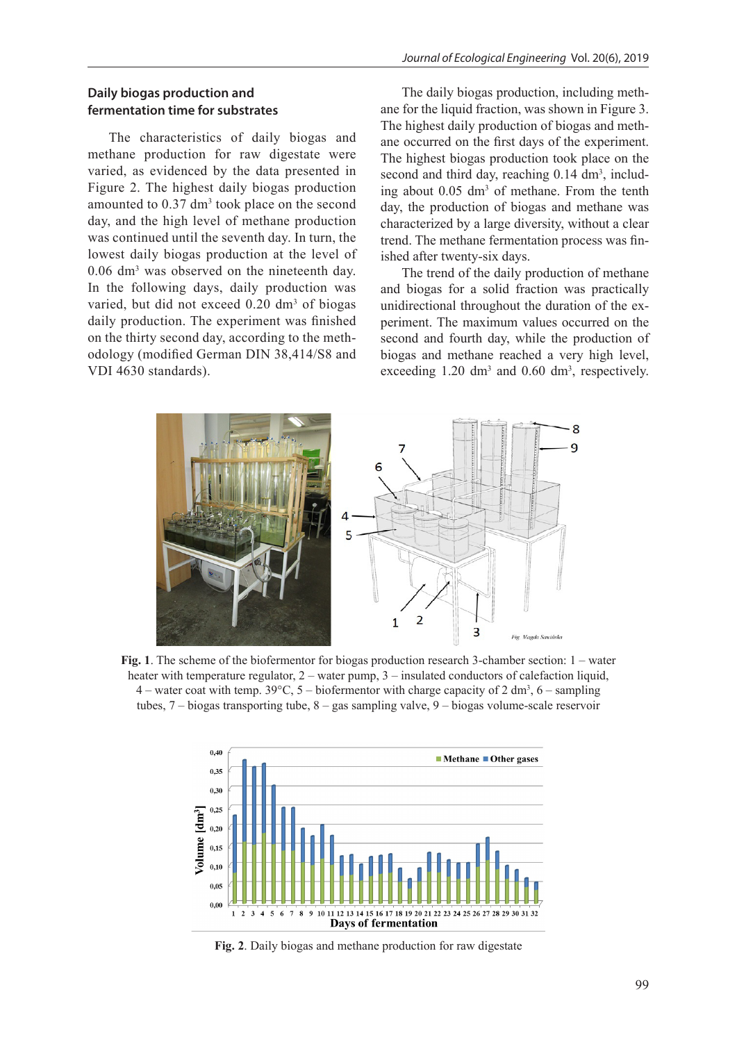### Daily biogas production and fermentation time for substrates

The characteristics of daily biogas and methane production for raw digestate were varied, as evidenced by the data presented in Figure 2. The highest daily biogas production amounted to 0.37 dm$^3$ took place on the second day, and the high level of methane production was continued until the seventh day. In turn, the lowest daily biogas production at the level of 0.06 dm$^3$ was observed on the nineteenth day. In the following days, daily production was varied, but did not exceed 0.20 dm$^3$ of biogas daily production. The experiment was finished on the thirty second day, according to the methodology (modified German DIN 38,414/S8 and VDI 4630 standards).

The daily biogas production, including methane for the liquid fraction, was shown in Figure 3. The highest daily production of biogas and methane occurred on the first days of the experiment. The highest biogas production took place on the second and third day, reaching 0.14 dm$^3$, including about 0.05 dm$^3$ of methane. From the tenth day, the production of biogas and methane was characterized by a large diversity, without a clear trend. The methane fermentation process was finished after twenty-six days.

The trend of the daily production of methane and biogas for a solid fraction was practically unidirectional throughout the duration of the experiment. The maximum values occurred on the second and fourth day, while the production of biogas and methane reached a very high level, exceeding 1.20 dm$^3$ and 0.60 dm$^3$, respectively.

**Fig. 1**. The scheme of the biofermentor for biogas production research 3-chamber section: 1 – water heater with temperature regulator, 2 – water pump, 3 – insulated conductors of calefaction liquid, 4 – water coat with temp. 39°C, 5 – biofermentor with charge capacity of 2 dm$^3$, 6 – sampling tubes, 7 – biogas transporting tube, 8 – gas sampling valve, 9 – biogas volume-scale reservoir

**Fig. 2**. Daily biogas and methane production for raw digestate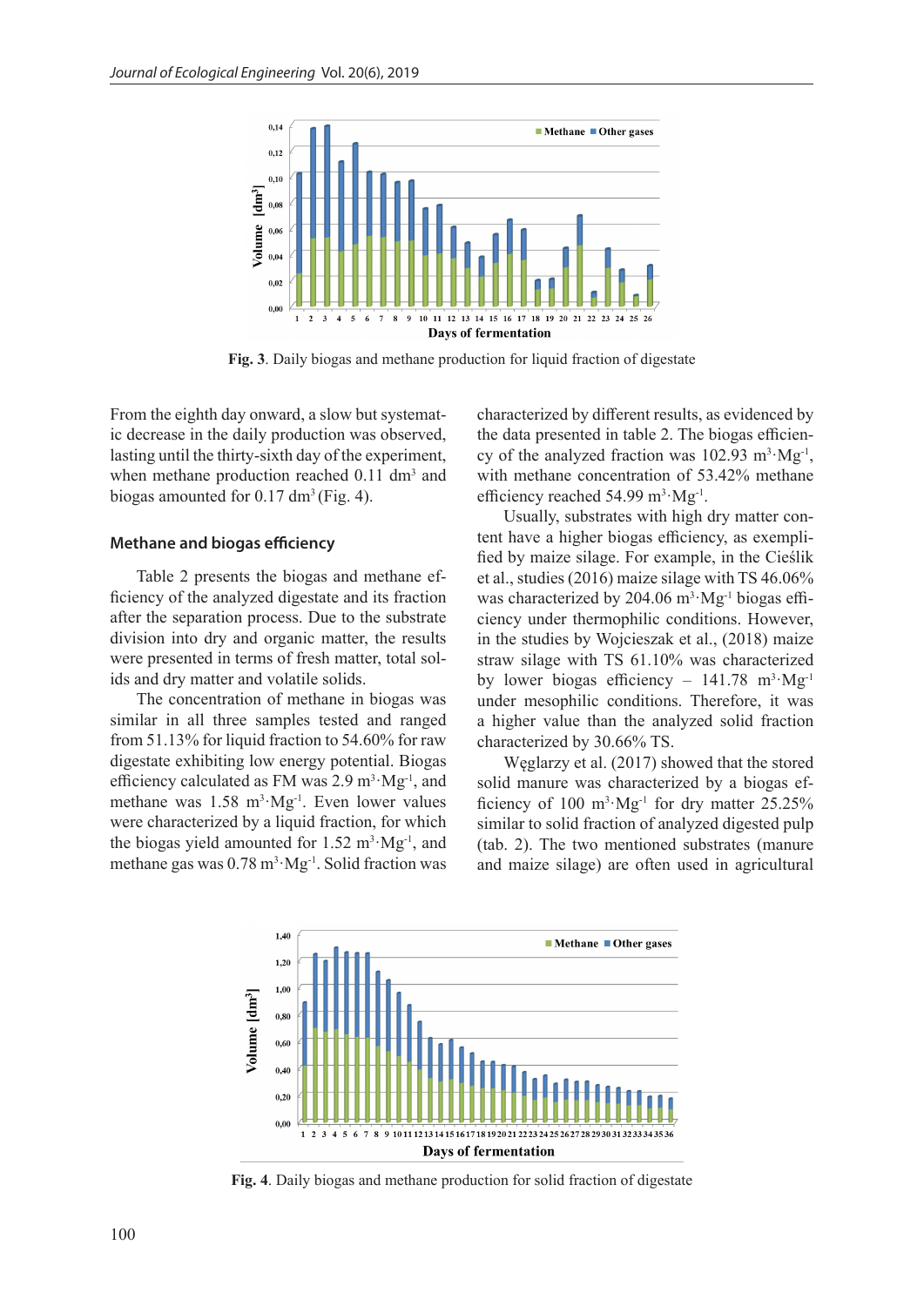Fig. 3. Daily biogas and methane production for liquid fraction of digestate

From the eighth day onward, a slow but systematic decrease in the daily production was observed, lasting until the thirty-sixth day of the experiment, when methane production reached 0.11 dm$^3$ and biogas amounted for 0.17 dm$^3$ (Fig. 4).

## Methane and biogas efficiency

Table 2 presents the biogas and methane efficiency of the analyzed digestate and its fraction after the separation process. Due to the substrate division into dry and organic matter, the results were presented in terms of fresh matter, total solids and dry matter and volatile solids.

The concentration of methane in biogas was similar in all three samples tested and ranged from 51.13% for liquid fraction to 54.60% for raw digestate exhibiting low energy potential. Biogas efficiency calculated as FM was 2.9 m$^3$·Mg$^{-1}$, and methane was 1.58 m$^3$·Mg$^{-1}$. Even lower values were characterized by a liquid fraction, for which the biogas yield amounted for 1.52 m$^3$·Mg$^{-1}$, and methane gas was 0.78 m$^3$·Mg$^{-1}$. Solid fraction was characterized by different results, as evidenced by the data presented in table 2. The biogas efficiency of the analyzed fraction was 102.93 m$^3$·Mg$^{-1}$, with methane concentration of 53.42% methane efficiency reached 54.99 m$^3$·Mg$^{-1}$.

Usually, substrates with high dry matter content have a higher biogas efficiency, as exemplified by maize silage. For example, in the Cieślik et al., studies (2016) maize silage with TS 46.06% was characterized by 204.06 m$^3$·Mg$^{-1}$ biogas efficiency under thermophilic conditions. However, in the studies by Wojcieszak et al., (2018) maize straw silage with TS 61.10% was characterized by lower biogas efficiency – 141.78 m$^3$·Mg$^{-1}$ under mesophilic conditions. Therefore, it was a higher value than the analyzed solid fraction characterized by 30.66% TS.

Węglarzy et al. (2017) showed that the stored solid manure was characterized by a biogas efficiency of 100 m$^3$·Mg$^{-1}$ for dry matter 25.25% similar to solid fraction of analyzed digested pulp (tab. 2). The two mentioned substrates (manure and maize silage) are often used in agricultural

Fig. 4. Daily biogas and methane production for solid fraction of digestate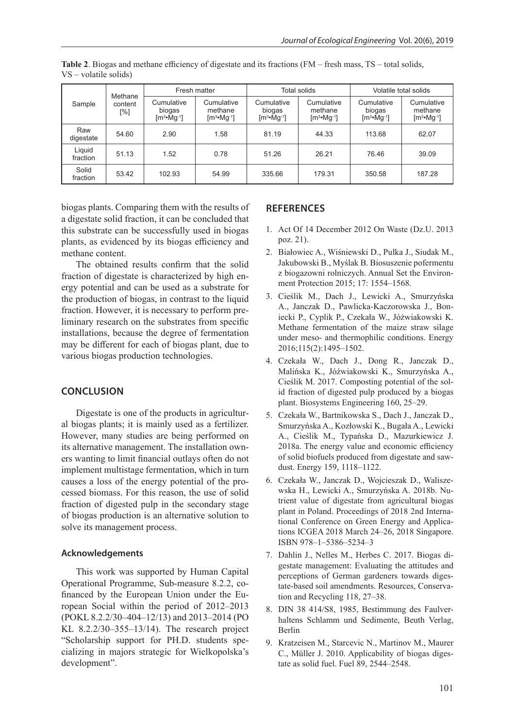**Table 2**. Biogas and methane efficiency of digestate and its fractions (FM – fresh mass, TS – total solids, VS – volatile solids)

| Sample | Methane content [%] | Fresh matter | | Total solids | | Volatile total solids | |
|---|---|---|---|---|---|---|---|
| | | Cumulative biogas [$m^3 \cdot Mg^{-1}$] | Cumulative methane [$m^3 \cdot Mg^{-1}$] | Cumulative biogas [$m^3 \cdot Mg^{-1}$] | Cumulative methane [$m^3 \cdot Mg^{-1}$] | Cumulative biogas [$m^3 \cdot Mg^{-1}$] | Cumulative methane [$m^3 \cdot Mg^{-1}$] |
| Raw digestate | 54.60 | 2.90 | 1.58 | 81.19 | 44.33 | 113.68 | 62.07 |
| Liquid fraction | 51.13 | 1.52 | 0.78 | 51.26 | 26.21 | 76.46 | 39.09 |
| Solid fraction | 53.42 | 102.93 | 54.99 | 335.66 | 179.31 | 350.58 | 187.28 |

biogas plants. Comparing them with the results of a digestate solid fraction, it can be concluded that this substrate can be successfully used in biogas plants, as evidenced by its biogas efficiency and methane content.

The obtained results confirm that the solid fraction of digestate is characterized by high energy potential and can be used as a substrate for the production of biogas, in contrast to the liquid fraction. However, it is necessary to perform preliminary research on the substrates from specific installations, because the degree of fermentation may be different for each of biogas plant, due to various biogas production technologies.

## CONCLUSION

Digestate is one of the products in agricultural biogas plants; it is mainly used as a fertilizer. However, many studies are being performed on its alternative management. The installation owners wanting to limit financial outlays often do not implement multistage fermentation, which in turn causes a loss of the energy potential of the processed biomass. For this reason, the use of solid fraction of digested pulp in the secondary stage of biogas production is an alternative solution to solve its management process.

### Acknowledgements

This work was supported by Human Capital Operational Programme, Sub-measure 8.2.2, co-financed by the European Union under the European Social within the period of 2012–2013 (POKL 8.2.2/30–404–12/13) and 2013–2014 (PO KL 8.2.2/30–355–13/14). The research project "Scholarship support for PH.D. students specializing in majors strategic for Wielkopolska's development".

## REFERENCES

1. Act Of 14 December 2012 On Waste (Dz.U. 2013 poz. 21).
2. Białowiec A., Wiśniewski D., Pulka J., Siudak M., Jakubowski B., Myślak B. Biosuszenie pofermentu z biogazowni rolniczych. Annual Set the Environment Protection 2015; 17: 1554–1568.
3. Cieślik M., Dach J., Lewicki A., Smurzyńska A., Janczak D., Pawlicka-Kaczorowska J., Boniecki P., Cyplik P., Czekała W., Jóźwiakowski K. Methane fermentation of the maize straw silage under meso- and thermophilic conditions. Energy 2016;115(2):1495–1502.
4. Czekała W., Dach J., Dong R., Janczak D., Malińska K., Jóźwiakowski K., Smurzyńska A., Cieślik M. 2017. Composting potential of the solid fraction of digested pulp produced by a biogas plant. Biosystems Engineering 160, 25–29.
5. Czekała W., Bartnikowska S., Dach J., Janczak D., Smurzyńska A., Kozłowski K., Bugała A., Lewicki A., Cieślik M., Typańska D., Mazurkiewicz J. 2018a. The energy value and economic efficiency of solid biofuels produced from digestate and sawdust. Energy 159, 1118–1122.
6. Czekała W., Janczak D., Wojcieszak D., Waliszewska H., Lewicki A., Smurzyńska A. 2018b. Nutrient value of digestate from agricultural biogas plant in Poland. Proceedings of 2018 2nd International Conference on Green Energy and Applications ICGEA 2018 March 24–26, 2018 Singapore. ISBN 978–1–5386–5234–3
7. Dahlin J., Nelles M., Herbes C. 2017. Biogas digestate management: Evaluating the attitudes and perceptions of German gardeners towards digestate-based soil amendments. Resources, Conservation and Recycling 118, 27–38.
8. DIN 38 414/S8, 1985, Bestimmung des Faulverhaltens Schlamm und Sedimente, Beuth Verlag, Berlin
9. Kratzeisen M., Starcevic N., Martinov M., Maurer C., Müller J. 2010. Applicability of biogas digestate as solid fuel. Fuel 89, 2544–2548.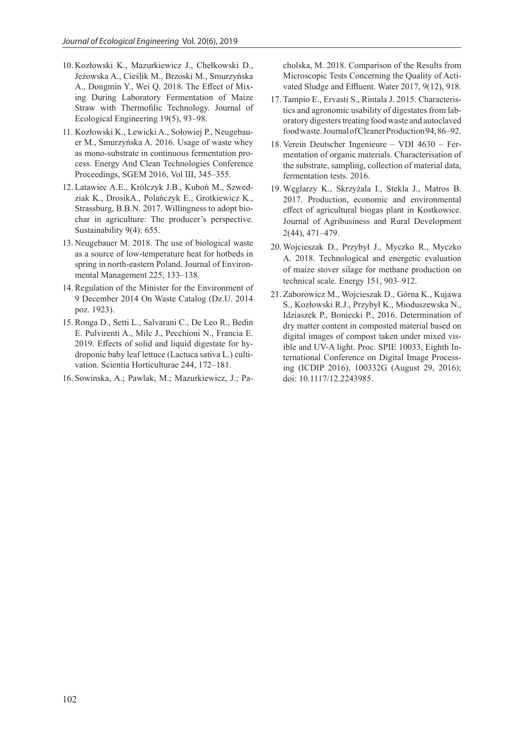10. Kozłowski K., Mazurkiewicz J., Chełkowski D., Jeżowska A., Cieślik M., Brzoski M., Smurzyńska A., Dongmin Y., Wei Q. 2018. The Effect of Mixing During Laboratory Fermentation of Maize Straw with Thermofilic Technology. Journal of Ecological Engineering 19(5), 93–98.
11. Kozłowski K., Lewicki A., Sołowiej P., Neugebauer M., Smurzyńska A. 2016. Usage of waste whey as mono-substrate in continuous fermentation process. Energy And Clean Technologies Conference Proceedings, SGEM 2016, Vol III, 345–355.
12. Latawiec A.E., Królczyk J.B., Kuboń M., Szwedziak K., DrosikA., Polańczyk E., Grotkiewicz K., Strassburg, B.B.N. 2017. Willingness to adopt biochar in agriculture: The producer's perspective. Sustainability 9(4): 655.
13. Neugebauer M. 2018. The use of biological waste as a source of low-temperature heat for hotbeds in spring in north-eastern Poland. Journal of Environmental Management 225, 133–138.
14. Regulation of the Minister for the Environment of 9 December 2014 On Waste Catalog (Dz.U. 2014 poz. 1923).
15. Ronga D., Setti L., Salvarani C., De Leo R., Bedin E. Pulvirenti A., Milc J., Pecchioni N., Francia E. 2019. Effects of solid and liquid digestate for hydroponic baby leaf lettuce (Lactuca sativa L.) cultivation. Scientia Horticulturae 244, 172–181.
16. Sowinska, A.; Pawlak, M.; Mazurkiewicz, J.; Pacholska, M. 2018. Comparison of the Results from Microscopic Tests Concerning the Quality of Activated Sludge and Effluent. Water 2017, 9(12), 918.
17. Tampio E., Ervasti S., Rintala J. 2015. Characteristics and agronomic usability of digestates from laboratory digesters treating food waste and autoclaved food waste. Journal of Cleaner Production 94, 86–92.
18. Verein Deutscher Ingenieure – VDI 4630 – Fermentation of organic materials. Characterisation of the substrate, sampling, collection of material data, fermentation tests. 2016.
19. Węglarzy K., Skrzyżala I., Stekla J., Matros B. 2017. Production, economic and environmental effect of agricultural biogas plant in Kostkowice. Journal of Agribusiness and Rural Development 2(44), 471–479.
20. Wojcieszak D., Przybył J., Myczko R., Myczko A. 2018. Technological and energetic evaluation of maize stover silage for methane production on technical scale. Energy 151, 903–912.
21. Zaborowicz M., Wojcieszak D., Górna K., Kujawa S., Kozłowski R.J., Przybył K., Mioduszewska N., Idziaszek P., Boniecki P., 2016. Determination of dry matter content in composted material based on digital images of compost taken under mixed visible and UV-A light. Proc. SPIE 10033, Eighth International Conference on Digital Image Processing (ICDIP 2016), 100332G (August 29, 2016); doi: 10.1117/12.2243985.